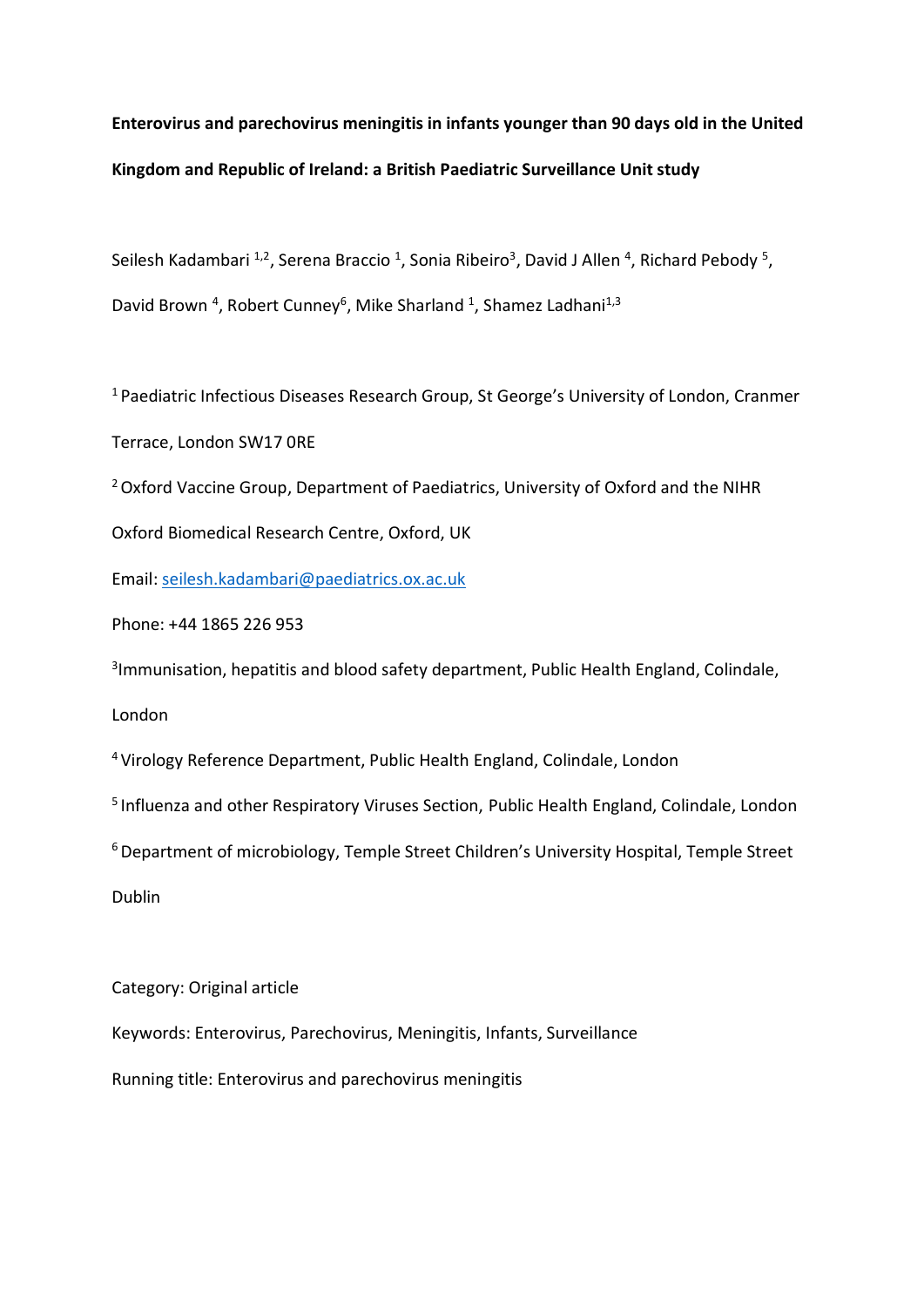**Enterovirus and parechovirus meningitis in infants younger than 90 days old in the United Kingdom and Republic of Ireland: a British Paediatric Surveillance Unit study**

Seilesh Kadambari [1,2], Serena Braccio [1], Sonia Ribeiro[3], David J Allen [4], Richard Pebody [5], David Brown [4], Robert Cunney[6], Mike Sharland [1], Shamez Ladhani[1,3]

[1] Paediatric Infectious Diseases Research Group, St George's University of London, Cranmer Terrace, London SW17 0RE

[2] Oxford Vaccine Group, Department of Paediatrics, University of Oxford and the NIHR Oxford Biomedical Research Centre, Oxford, UK

Email: seilesh.kadambari@paediatrics.ox.ac.uk

Phone: +44 1865 226 953

[3] Immunisation, hepatitis and blood safety department, Public Health England, Colindale, London

[4] Virology Reference Department, Public Health England, Colindale, London

[5] Influenza and other Respiratory Viruses Section, Public Health England, Colindale, London

[6] Department of microbiology, Temple Street Children's University Hospital, Temple Street Dublin

Category: Original article

Keywords: Enterovirus, Parechovirus, Meningitis, Infants, Surveillance

Running title: Enterovirus and parechovirus meningitis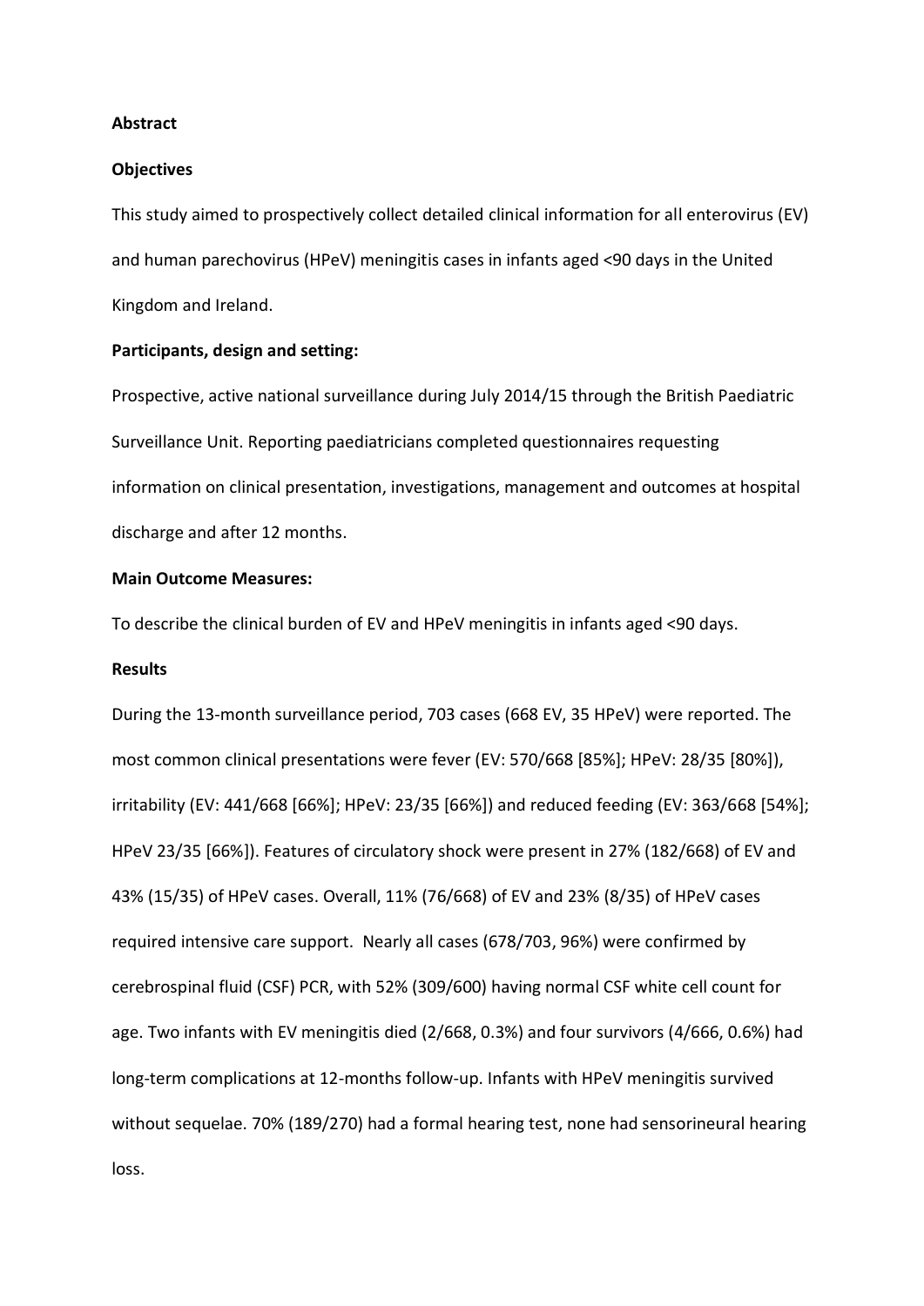**Abstract**

**Objectives**

This study aimed to prospectively collect detailed clinical information for all enterovirus (EV) and human parechovirus (HPeV) meningitis cases in infants aged <90 days in the United Kingdom and Ireland.

**Participants, design and setting:**

Prospective, active national surveillance during July 2014/15 through the British Paediatric Surveillance Unit. Reporting paediatricians completed questionnaires requesting information on clinical presentation, investigations, management and outcomes at hospital discharge and after 12 months.

**Main Outcome Measures:**

To describe the clinical burden of EV and HPeV meningitis in infants aged <90 days.

**Results**

During the 13-month surveillance period, 703 cases (668 EV, 35 HPeV) were reported. The most common clinical presentations were fever (EV: 570/668 [85%]; HPeV: 28/35 [80%]), irritability (EV: 441/668 [66%]; HPeV: 23/35 [66%]) and reduced feeding (EV: 363/668 [54%]; HPeV 23/35 [66%]). Features of circulatory shock were present in 27% (182/668) of EV and 43% (15/35) of HPeV cases. Overall, 11% (76/668) of EV and 23% (8/35) of HPeV cases required intensive care support. Nearly all cases (678/703, 96%) were confirmed by cerebrospinal fluid (CSF) PCR, with 52% (309/600) having normal CSF white cell count for age. Two infants with EV meningitis died (2/668, 0.3%) and four survivors (4/666, 0.6%) had long-term complications at 12-months follow-up. Infants with HPeV meningitis survived without sequelae. 70% (189/270) had a formal hearing test, none had sensorineural hearing loss.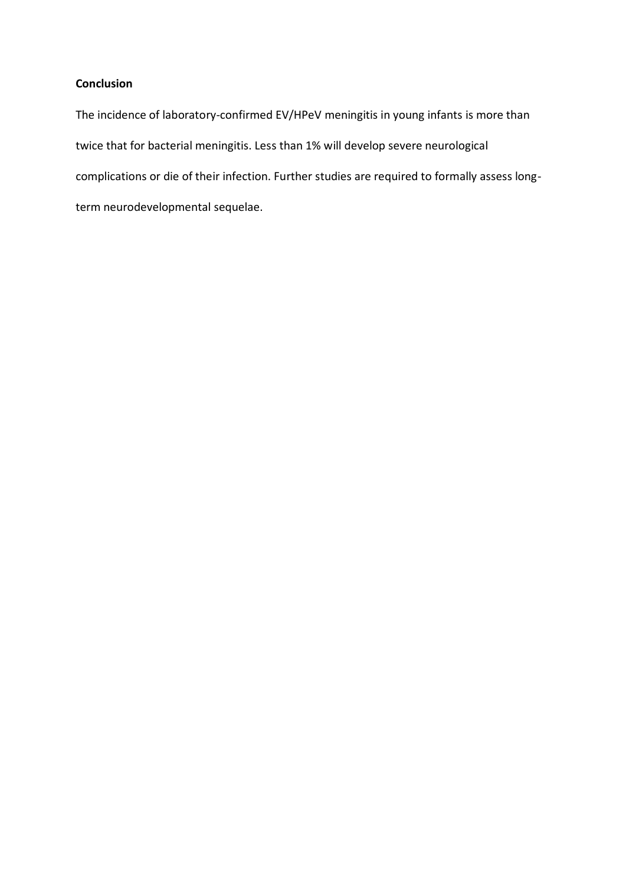**Conclusion**

The incidence of laboratory-confirmed EV/HPeV meningitis in young infants is more than twice that for bacterial meningitis. Less than 1% will develop severe neurological complications or die of their infection. Further studies are required to formally assess long-term neurodevelopmental sequelae.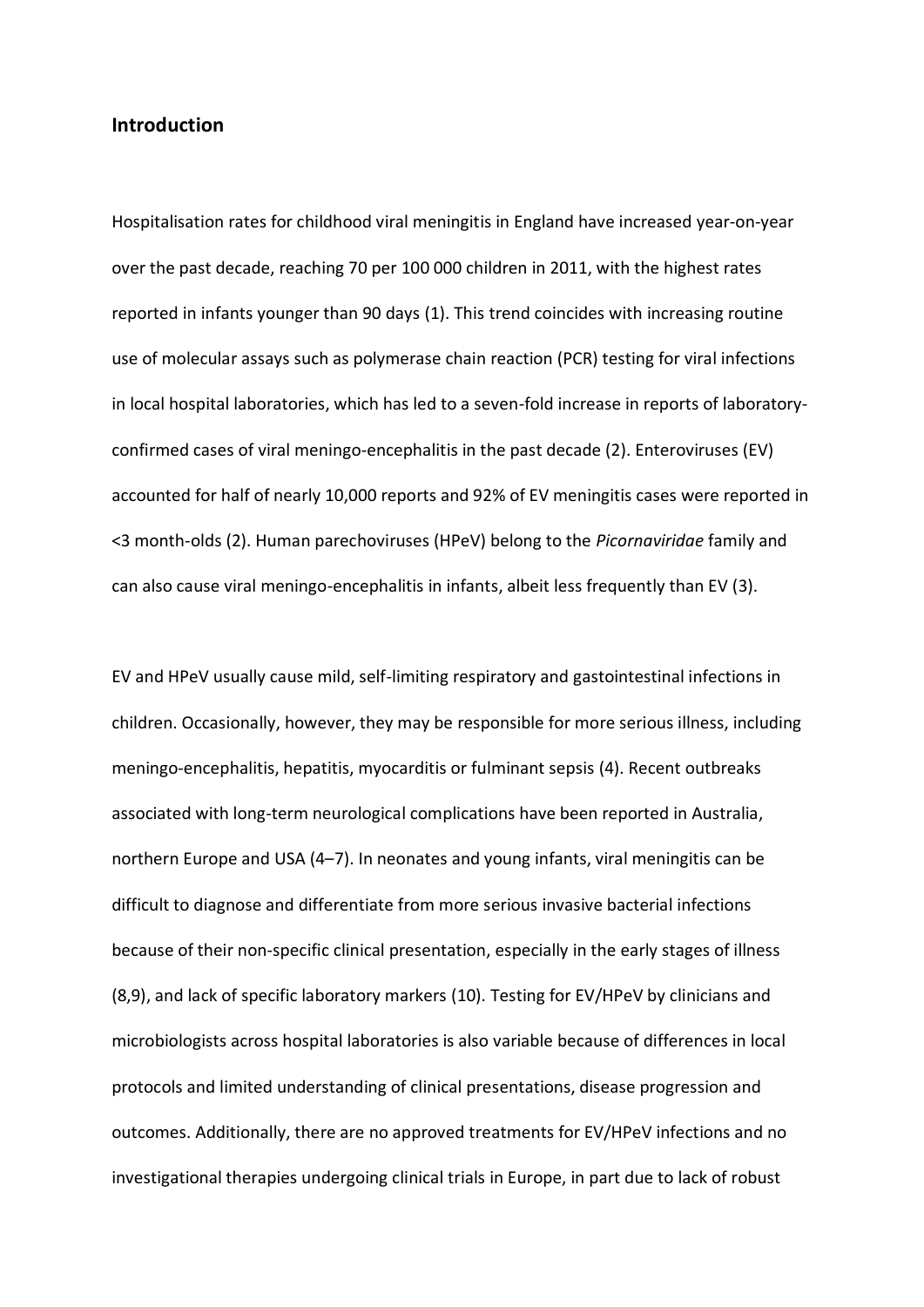## Introduction

Hospitalisation rates for childhood viral meningitis in England have increased year-on-year over the past decade, reaching 70 per 100 000 children in 2011, with the highest rates reported in infants younger than 90 days (1). This trend coincides with increasing routine use of molecular assays such as polymerase chain reaction (PCR) testing for viral infections in local hospital laboratories, which has led to a seven-fold increase in reports of laboratory-confirmed cases of viral meningo-encephalitis in the past decade (2). Enteroviruses (EV) accounted for half of nearly 10,000 reports and 92% of EV meningitis cases were reported in <3 month-olds (2). Human parechoviruses (HPeV) belong to the *Picornaviridae* family and can also cause viral meningo-encephalitis in infants, albeit less frequently than EV (3).

EV and HPeV usually cause mild, self-limiting respiratory and gastointestinal infections in children. Occasionally, however, they may be responsible for more serious illness, including meningo-encephalitis, hepatitis, myocarditis or fulminant sepsis (4). Recent outbreaks associated with long-term neurological complications have been reported in Australia, northern Europe and USA (4–7). In neonates and young infants, viral meningitis can be difficult to diagnose and differentiate from more serious invasive bacterial infections because of their non-specific clinical presentation, especially in the early stages of illness (8,9), and lack of specific laboratory markers (10). Testing for EV/HPeV by clinicians and microbiologists across hospital laboratories is also variable because of differences in local protocols and limited understanding of clinical presentations, disease progression and outcomes. Additionally, there are no approved treatments for EV/HPeV infections and no investigational therapies undergoing clinical trials in Europe, in part due to lack of robust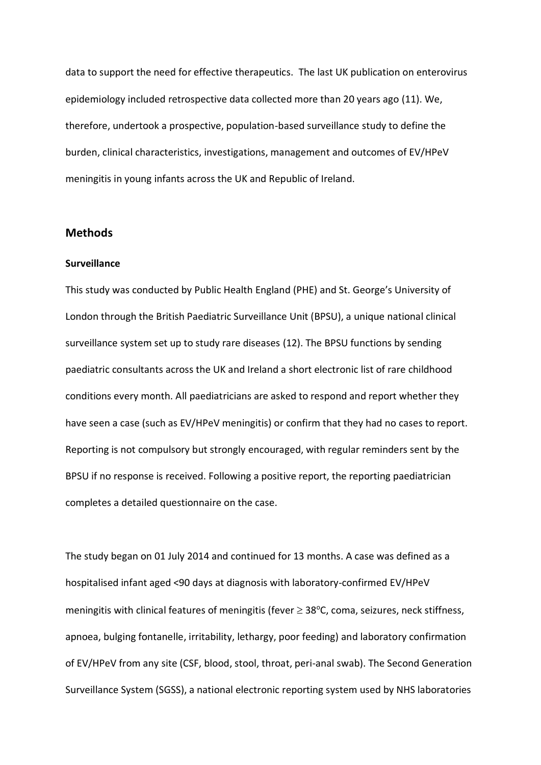data to support the need for effective therapeutics. The last UK publication on enterovirus epidemiology included retrospective data collected more than 20 years ago (11). We, therefore, undertook a prospective, population-based surveillance study to define the burden, clinical characteristics, investigations, management and outcomes of EV/HPeV meningitis in young infants across the UK and Republic of Ireland.

## Methods

### Surveillance

This study was conducted by Public Health England (PHE) and St. George's University of London through the British Paediatric Surveillance Unit (BPSU), a unique national clinical surveillance system set up to study rare diseases (12). The BPSU functions by sending paediatric consultants across the UK and Ireland a short electronic list of rare childhood conditions every month. All paediatricians are asked to respond and report whether they have seen a case (such as EV/HPeV meningitis) or confirm that they had no cases to report. Reporting is not compulsory but strongly encouraged, with regular reminders sent by the BPSU if no response is received. Following a positive report, the reporting paediatrician completes a detailed questionnaire on the case.

The study began on 01 July 2014 and continued for 13 months. A case was defined as a hospitalised infant aged <90 days at diagnosis with laboratory-confirmed EV/HPeV meningitis with clinical features of meningitis (fever $\geq 38^{o}$C, coma, seizures, neck stiffness, apnoea, bulging fontanelle, irritability, lethargy, poor feeding) and laboratory confirmation of EV/HPeV from any site (CSF, blood, stool, throat, peri-anal swab). The Second Generation Surveillance System (SGSS), a national electronic reporting system used by NHS laboratories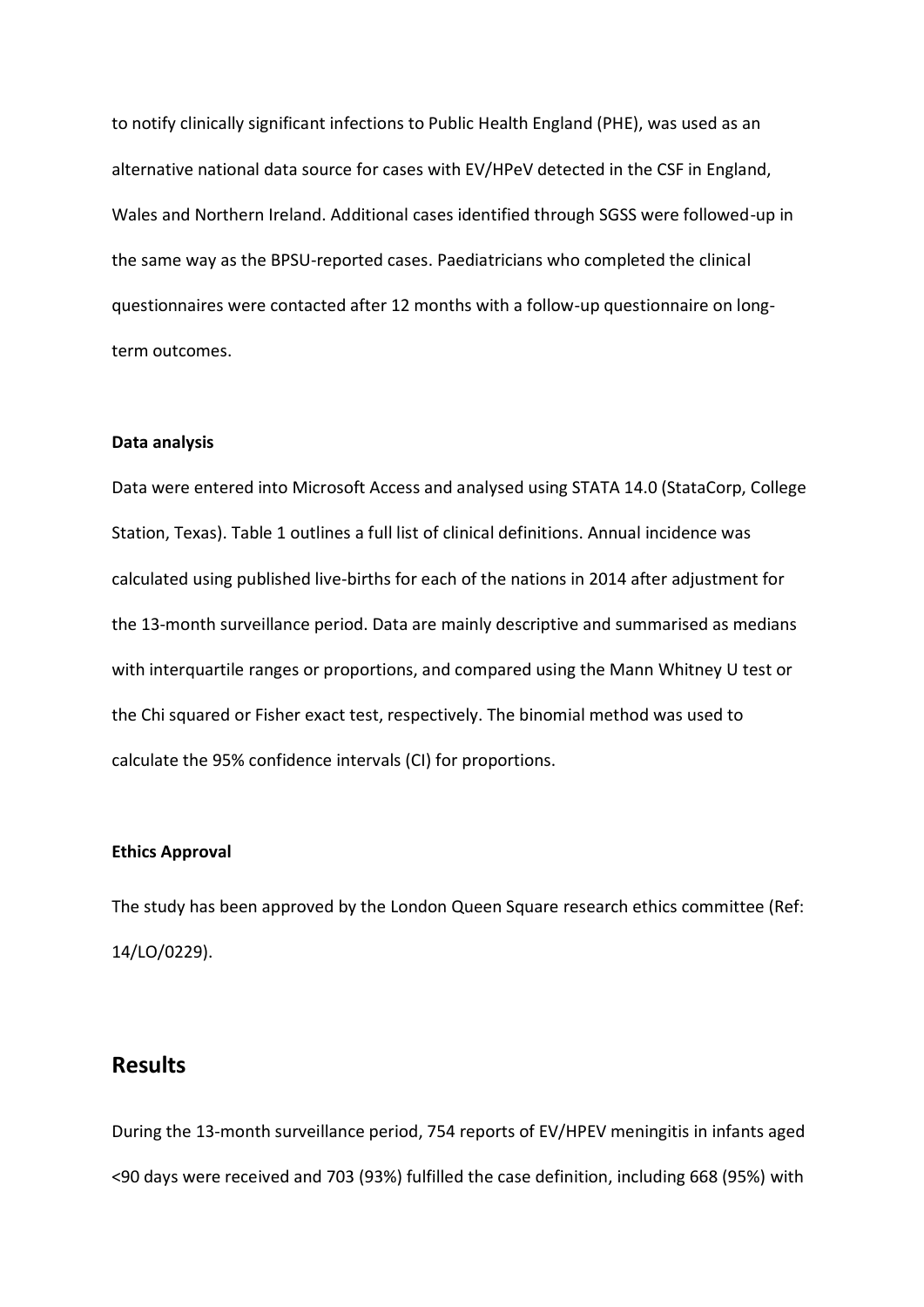to notify clinically significant infections to Public Health England (PHE), was used as an alternative national data source for cases with EV/HPeV detected in the CSF in England, Wales and Northern Ireland. Additional cases identified through SGSS were followed-up in the same way as the BPSU-reported cases. Paediatricians who completed the clinical questionnaires were contacted after 12 months with a follow-up questionnaire on long-term outcomes.

**Data analysis**

Data were entered into Microsoft Access and analysed using STATA 14.0 (StataCorp, College Station, Texas). Table 1 outlines a full list of clinical definitions. Annual incidence was calculated using published live-births for each of the nations in 2014 after adjustment for the 13-month surveillance period. Data are mainly descriptive and summarised as medians with interquartile ranges or proportions, and compared using the Mann Whitney U test or the Chi squared or Fisher exact test, respectively. The binomial method was used to calculate the 95% confidence intervals (CI) for proportions.

**Ethics Approval**

The study has been approved by the London Queen Square research ethics committee (Ref: 14/LO/0229).

## Results

During the 13-month surveillance period, 754 reports of EV/HPEV meningitis in infants aged <90 days were received and 703 (93%) fulfilled the case definition, including 668 (95%) with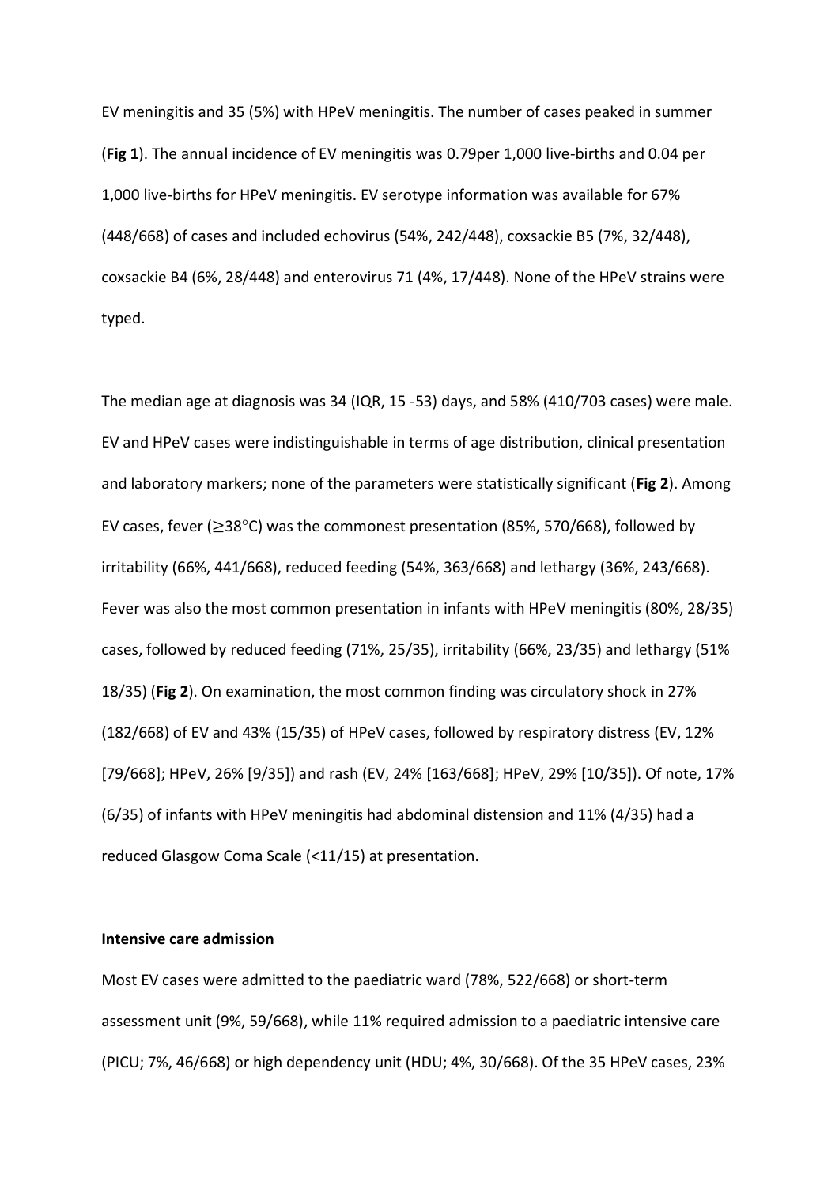EV meningitis and 35 (5%) with HPeV meningitis. The number of cases peaked in summer (**Fig 1**). The annual incidence of EV meningitis was 0.79per 1,000 live-births and 0.04 per 1,000 live-births for HPeV meningitis. EV serotype information was available for 67% (448/668) of cases and included echovirus (54%, 242/448), coxsackie B5 (7%, 32/448), coxsackie B4 (6%, 28/448) and enterovirus 71 (4%, 17/448). None of the HPeV strains were typed.

The median age at diagnosis was 34 (IQR, 15 -53) days, and 58% (410/703 cases) were male. EV and HPeV cases were indistinguishable in terms of age distribution, clinical presentation and laboratory markers; none of the parameters were statistically significant (**Fig 2**). Among EV cases, fever (≥38°C) was the commonest presentation (85%, 570/668), followed by irritability (66%, 441/668), reduced feeding (54%, 363/668) and lethargy (36%, 243/668). Fever was also the most common presentation in infants with HPeV meningitis (80%, 28/35) cases, followed by reduced feeding (71%, 25/35), irritability (66%, 23/35) and lethargy (51% 18/35) (**Fig 2**). On examination, the most common finding was circulatory shock in 27% (182/668) of EV and 43% (15/35) of HPeV cases, followed by respiratory distress (EV, 12% [79/668]; HPeV, 26% [9/35]) and rash (EV, 24% [163/668]; HPeV, 29% [10/35]). Of note, 17% (6/35) of infants with HPeV meningitis had abdominal distension and 11% (4/35) had a reduced Glasgow Coma Scale (<11/15) at presentation.

**Intensive care admission**

Most EV cases were admitted to the paediatric ward (78%, 522/668) or short-term assessment unit (9%, 59/668), while 11% required admission to a paediatric intensive care (PICU; 7%, 46/668) or high dependency unit (HDU; 4%, 30/668). Of the 35 HPeV cases, 23%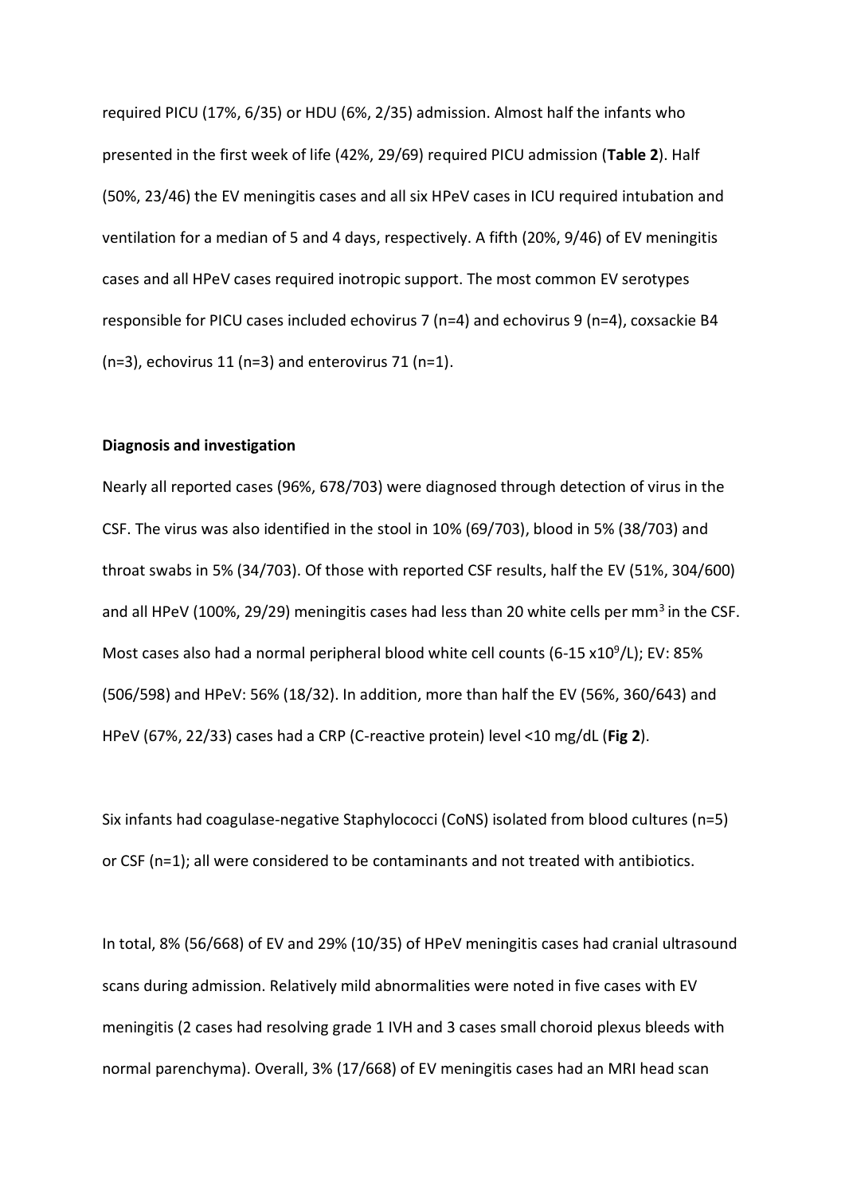required PICU (17%, 6/35) or HDU (6%, 2/35) admission. Almost half the infants who presented in the first week of life (42%, 29/69) required PICU admission (**Table 2**). Half (50%, 23/46) the EV meningitis cases and all six HPeV cases in ICU required intubation and ventilation for a median of 5 and 4 days, respectively. A fifth (20%, 9/46) of EV meningitis cases and all HPeV cases required inotropic support. The most common EV serotypes responsible for PICU cases included echovirus 7 (n=4) and echovirus 9 (n=4), coxsackie B4 (n=3), echovirus 11 (n=3) and enterovirus 71 (n=1).

**Diagnosis and investigation**

Nearly all reported cases (96%, 678/703) were diagnosed through detection of virus in the CSF. The virus was also identified in the stool in 10% (69/703), blood in 5% (38/703) and throat swabs in 5% (34/703). Of those with reported CSF results, half the EV (51%, 304/600) and all HPeV (100%, 29/29) meningitis cases had less than 20 white cells per $mm^3$ in the CSF. Most cases also had a normal peripheral blood white cell counts (6-15 $x10^9$/L); EV: 85% (506/598) and HPeV: 56% (18/32). In addition, more than half the EV (56%, 360/643) and HPeV (67%, 22/33) cases had a CRP (C-reactive protein) level <10 mg/dL (**Fig 2**).

Six infants had coagulase-negative Staphylococci (CoNS) isolated from blood cultures (n=5) or CSF (n=1); all were considered to be contaminants and not treated with antibiotics.

In total, 8% (56/668) of EV and 29% (10/35) of HPeV meningitis cases had cranial ultrasound scans during admission. Relatively mild abnormalities were noted in five cases with EV meningitis (2 cases had resolving grade 1 IVH and 3 cases small choroid plexus bleeds with normal parenchyma). Overall, 3% (17/668) of EV meningitis cases had an MRI head scan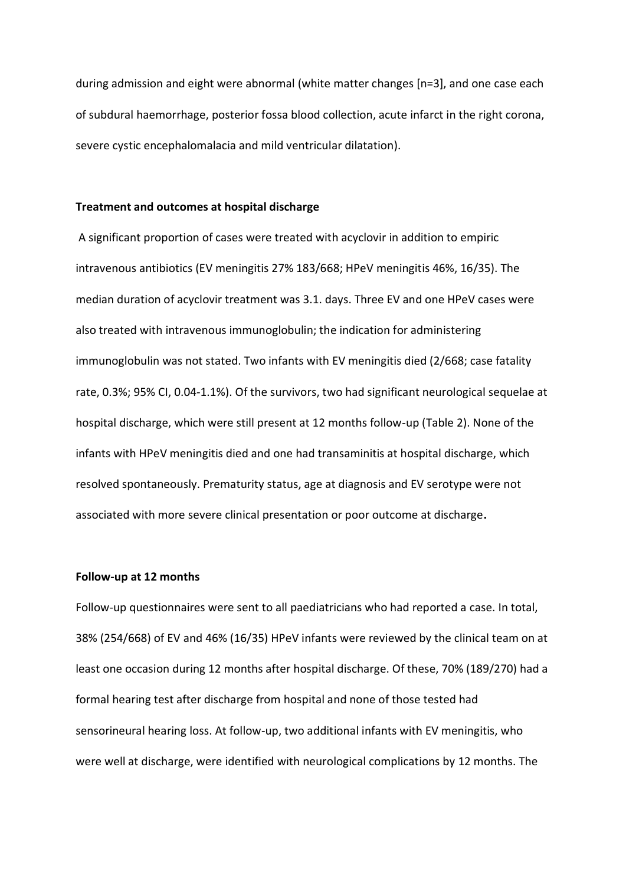during admission and eight were abnormal (white matter changes [n=3], and one case each of subdural haemorrhage, posterior fossa blood collection, acute infarct in the right corona, severe cystic encephalomalacia and mild ventricular dilatation).

**Treatment and outcomes at hospital discharge**

A significant proportion of cases were treated with acyclovir in addition to empiric intravenous antibiotics (EV meningitis 27% 183/668; HPeV meningitis 46%, 16/35). The median duration of acyclovir treatment was 3.1. days. Three EV and one HPeV cases were also treated with intravenous immunoglobulin; the indication for administering immunoglobulin was not stated. Two infants with EV meningitis died (2/668; case fatality rate, 0.3%; 95% CI, 0.04-1.1%). Of the survivors, two had significant neurological sequelae at hospital discharge, which were still present at 12 months follow-up (Table 2). None of the infants with HPeV meningitis died and one had transaminitis at hospital discharge, which resolved spontaneously. Prematurity status, age at diagnosis and EV serotype were not associated with more severe clinical presentation or poor outcome at discharge.

**Follow-up at 12 months**

Follow-up questionnaires were sent to all paediatricians who had reported a case. In total, 38% (254/668) of EV and 46% (16/35) HPeV infants were reviewed by the clinical team on at least one occasion during 12 months after hospital discharge. Of these, 70% (189/270) had a formal hearing test after discharge from hospital and none of those tested had sensorineural hearing loss. At follow-up, two additional infants with EV meningitis, who were well at discharge, were identified with neurological complications by 12 months. The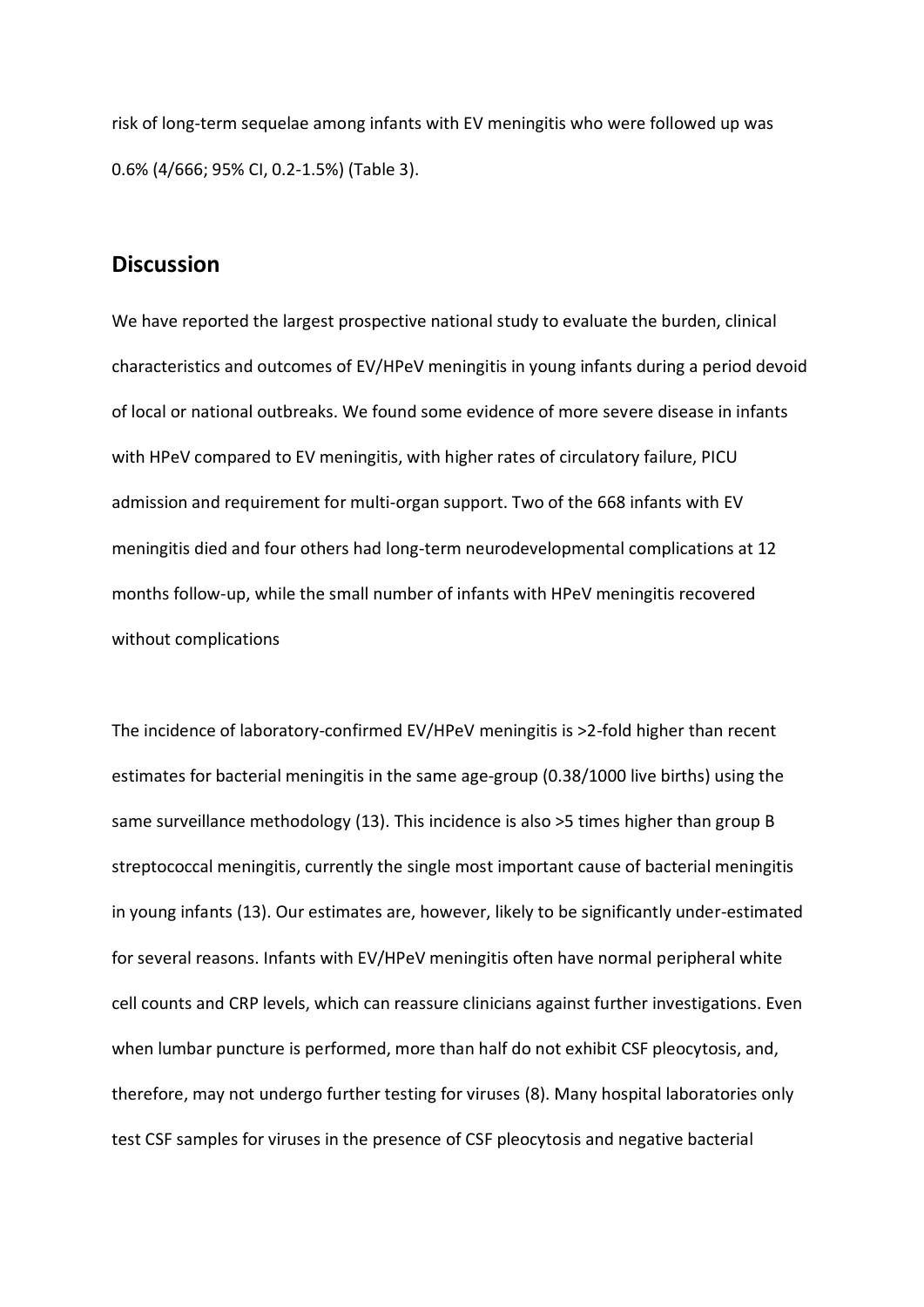risk of long-term sequelae among infants with EV meningitis who were followed up was 0.6% (4/666; 95% CI, 0.2-1.5%) (Table 3).

## Discussion

We have reported the largest prospective national study to evaluate the burden, clinical characteristics and outcomes of EV/HPeV meningitis in young infants during a period devoid of local or national outbreaks. We found some evidence of more severe disease in infants with HPeV compared to EV meningitis, with higher rates of circulatory failure, PICU admission and requirement for multi-organ support. Two of the 668 infants with EV meningitis died and four others had long-term neurodevelopmental complications at 12 months follow-up, while the small number of infants with HPeV meningitis recovered without complications

The incidence of laboratory-confirmed EV/HPeV meningitis is >2-fold higher than recent estimates for bacterial meningitis in the same age-group (0.38/1000 live births) using the same surveillance methodology (13). This incidence is also >5 times higher than group B streptococcal meningitis, currently the single most important cause of bacterial meningitis in young infants (13). Our estimates are, however, likely to be significantly under-estimated for several reasons. Infants with EV/HPeV meningitis often have normal peripheral white cell counts and CRP levels, which can reassure clinicians against further investigations. Even when lumbar puncture is performed, more than half do not exhibit CSF pleocytosis, and, therefore, may not undergo further testing for viruses (8). Many hospital laboratories only test CSF samples for viruses in the presence of CSF pleocytosis and negative bacterial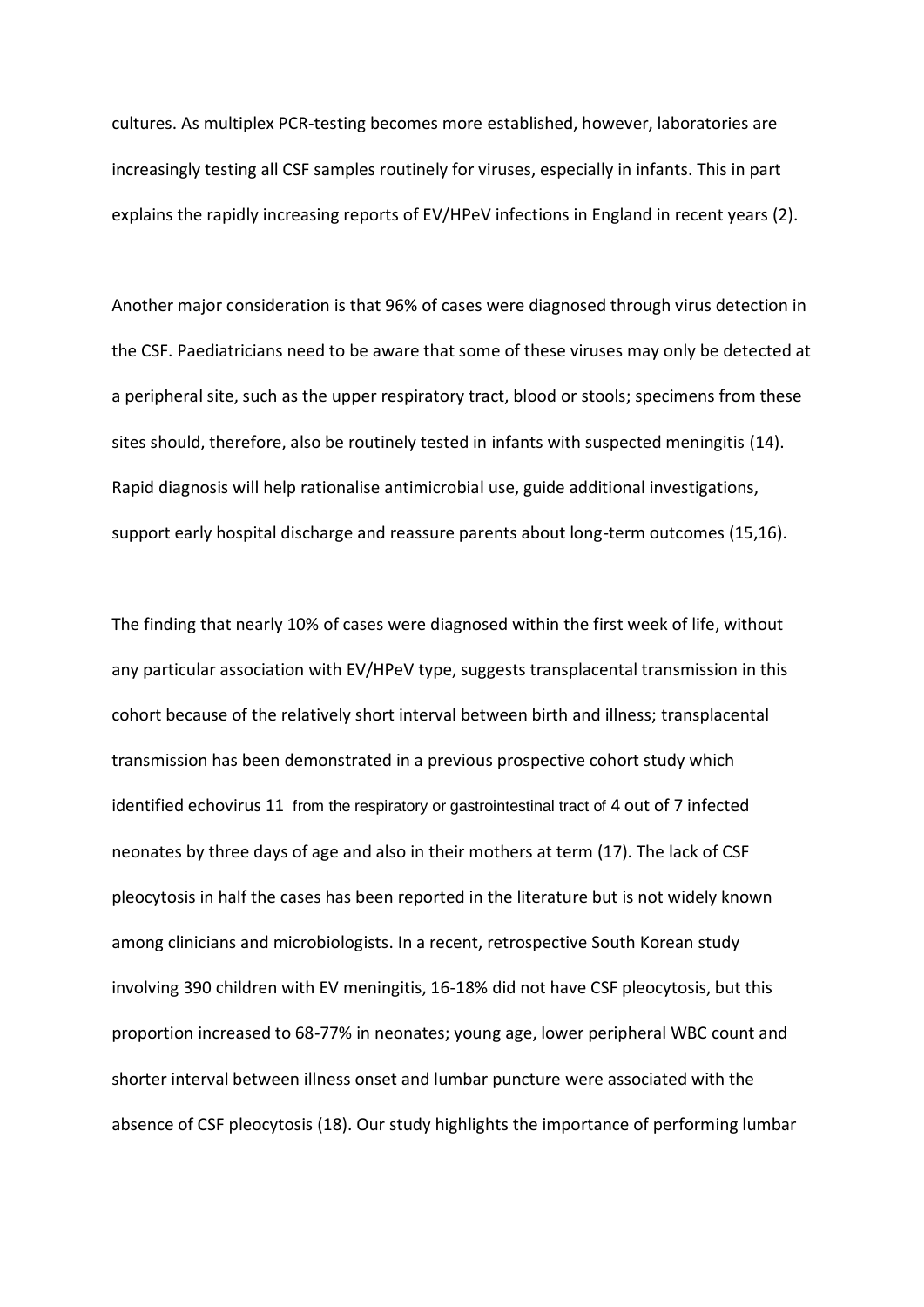cultures. As multiplex PCR-testing becomes more established, however, laboratories are increasingly testing all CSF samples routinely for viruses, especially in infants. This in part explains the rapidly increasing reports of EV/HPeV infections in England in recent years (2).

Another major consideration is that 96% of cases were diagnosed through virus detection in the CSF. Paediatricians need to be aware that some of these viruses may only be detected at a peripheral site, such as the upper respiratory tract, blood or stools; specimens from these sites should, therefore, also be routinely tested in infants with suspected meningitis (14). Rapid diagnosis will help rationalise antimicrobial use, guide additional investigations, support early hospital discharge and reassure parents about long-term outcomes (15,16).

The finding that nearly 10% of cases were diagnosed within the first week of life, without any particular association with EV/HPeV type, suggests transplacental transmission in this cohort because of the relatively short interval between birth and illness; transplacental transmission has been demonstrated in a previous prospective cohort study which identified echovirus 11 from the respiratory or gastrointestinal tract of 4 out of 7 infected neonates by three days of age and also in their mothers at term (17). The lack of CSF pleocytosis in half the cases has been reported in the literature but is not widely known among clinicians and microbiologists. In a recent, retrospective South Korean study involving 390 children with EV meningitis, 16-18% did not have CSF pleocytosis, but this proportion increased to 68-77% in neonates; young age, lower peripheral WBC count and shorter interval between illness onset and lumbar puncture were associated with the absence of CSF pleocytosis (18). Our study highlights the importance of performing lumbar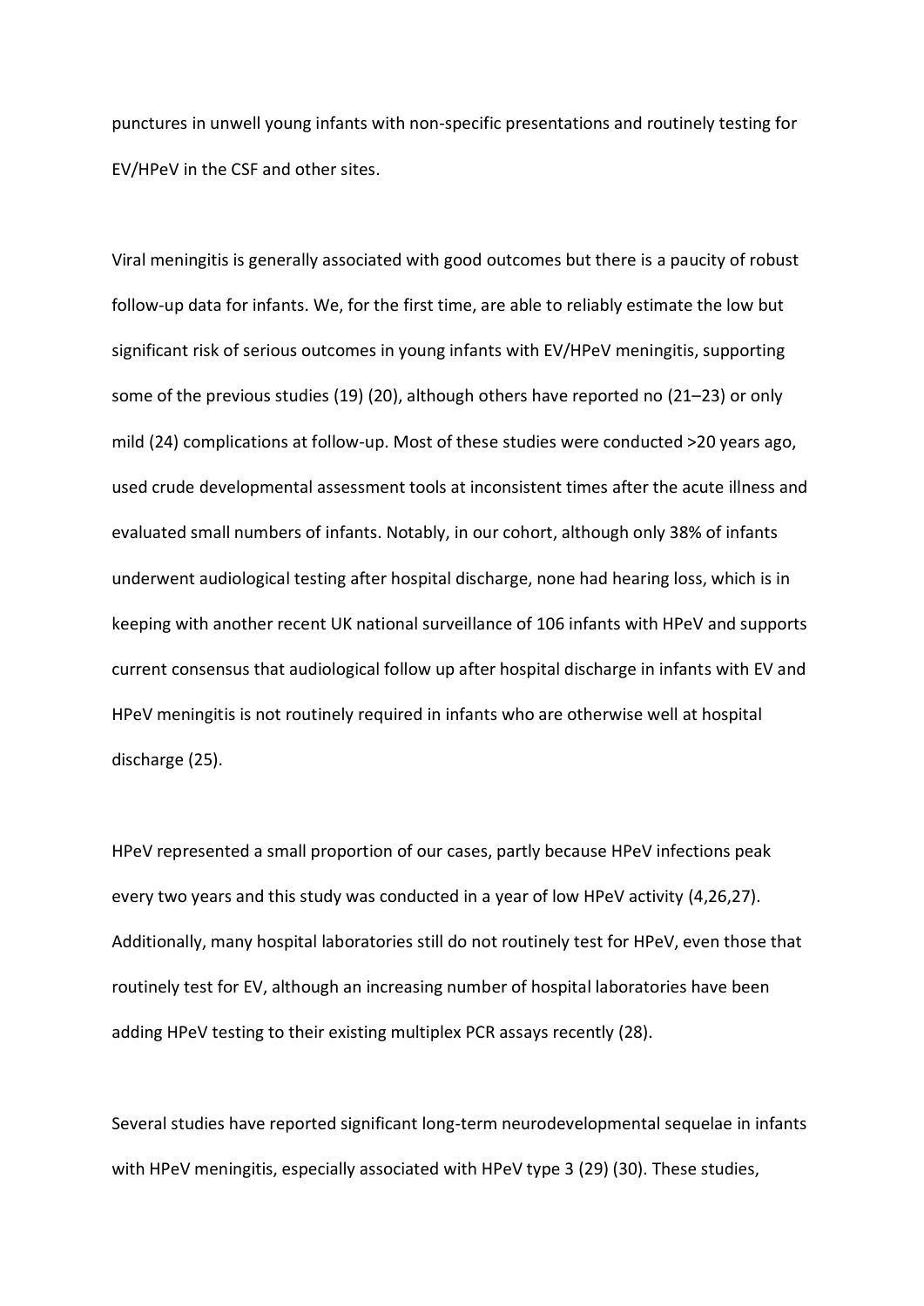punctures in unwell young infants with non-specific presentations and routinely testing for EV/HPeV in the CSF and other sites.

Viral meningitis is generally associated with good outcomes but there is a paucity of robust follow-up data for infants. We, for the first time, are able to reliably estimate the low but significant risk of serious outcomes in young infants with EV/HPeV meningitis, supporting some of the previous studies (19) (20), although others have reported no (21–23) or only mild (24) complications at follow-up. Most of these studies were conducted >20 years ago, used crude developmental assessment tools at inconsistent times after the acute illness and evaluated small numbers of infants. Notably, in our cohort, although only 38% of infants underwent audiological testing after hospital discharge, none had hearing loss, which is in keeping with another recent UK national surveillance of 106 infants with HPeV and supports current consensus that audiological follow up after hospital discharge in infants with EV and HPeV meningitis is not routinely required in infants who are otherwise well at hospital discharge (25).

HPeV represented a small proportion of our cases, partly because HPeV infections peak every two years and this study was conducted in a year of low HPeV activity (4,26,27). Additionally, many hospital laboratories still do not routinely test for HPeV, even those that routinely test for EV, although an increasing number of hospital laboratories have been adding HPeV testing to their existing multiplex PCR assays recently (28).

Several studies have reported significant long-term neurodevelopmental sequelae in infants with HPeV meningitis, especially associated with HPeV type 3 (29) (30). These studies,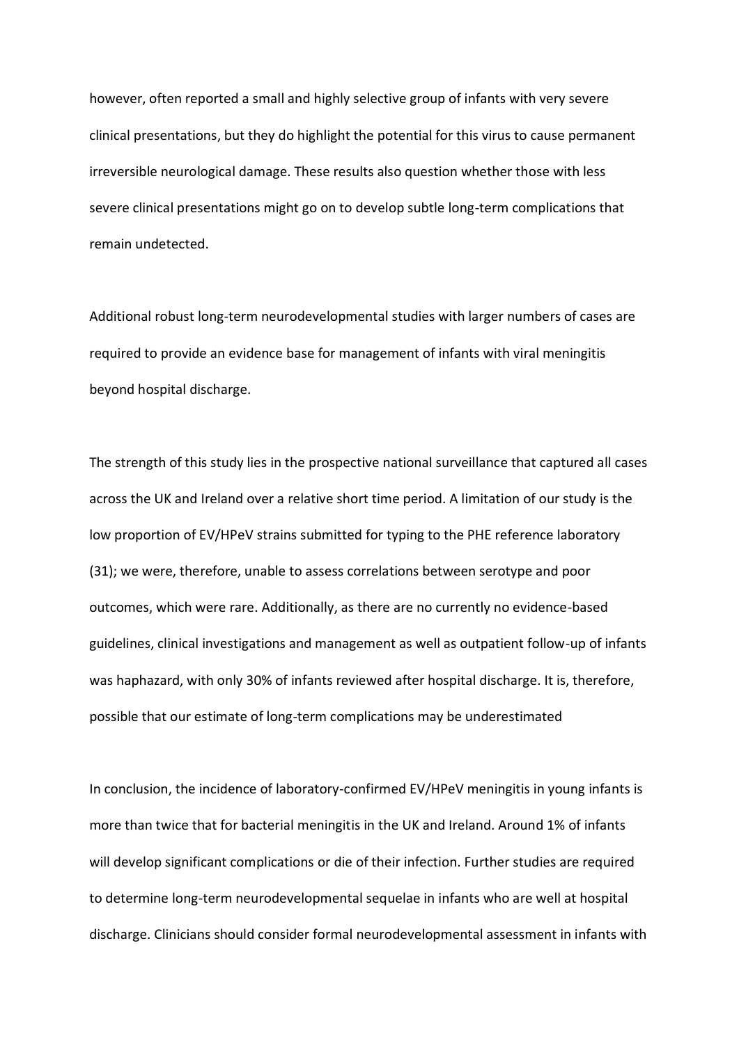however, often reported a small and highly selective group of infants with very severe clinical presentations, but they do highlight the potential for this virus to cause permanent irreversible neurological damage. These results also question whether those with less severe clinical presentations might go on to develop subtle long-term complications that remain undetected.

Additional robust long-term neurodevelopmental studies with larger numbers of cases are required to provide an evidence base for management of infants with viral meningitis beyond hospital discharge.

The strength of this study lies in the prospective national surveillance that captured all cases across the UK and Ireland over a relative short time period. A limitation of our study is the low proportion of EV/HPeV strains submitted for typing to the PHE reference laboratory (31); we were, therefore, unable to assess correlations between serotype and poor outcomes, which were rare. Additionally, as there are no currently no evidence-based guidelines, clinical investigations and management as well as outpatient follow-up of infants was haphazard, with only 30% of infants reviewed after hospital discharge. It is, therefore, possible that our estimate of long-term complications may be underestimated

In conclusion, the incidence of laboratory-confirmed EV/HPeV meningitis in young infants is more than twice that for bacterial meningitis in the UK and Ireland. Around 1% of infants will develop significant complications or die of their infection. Further studies are required to determine long-term neurodevelopmental sequelae in infants who are well at hospital discharge. Clinicians should consider formal neurodevelopmental assessment in infants with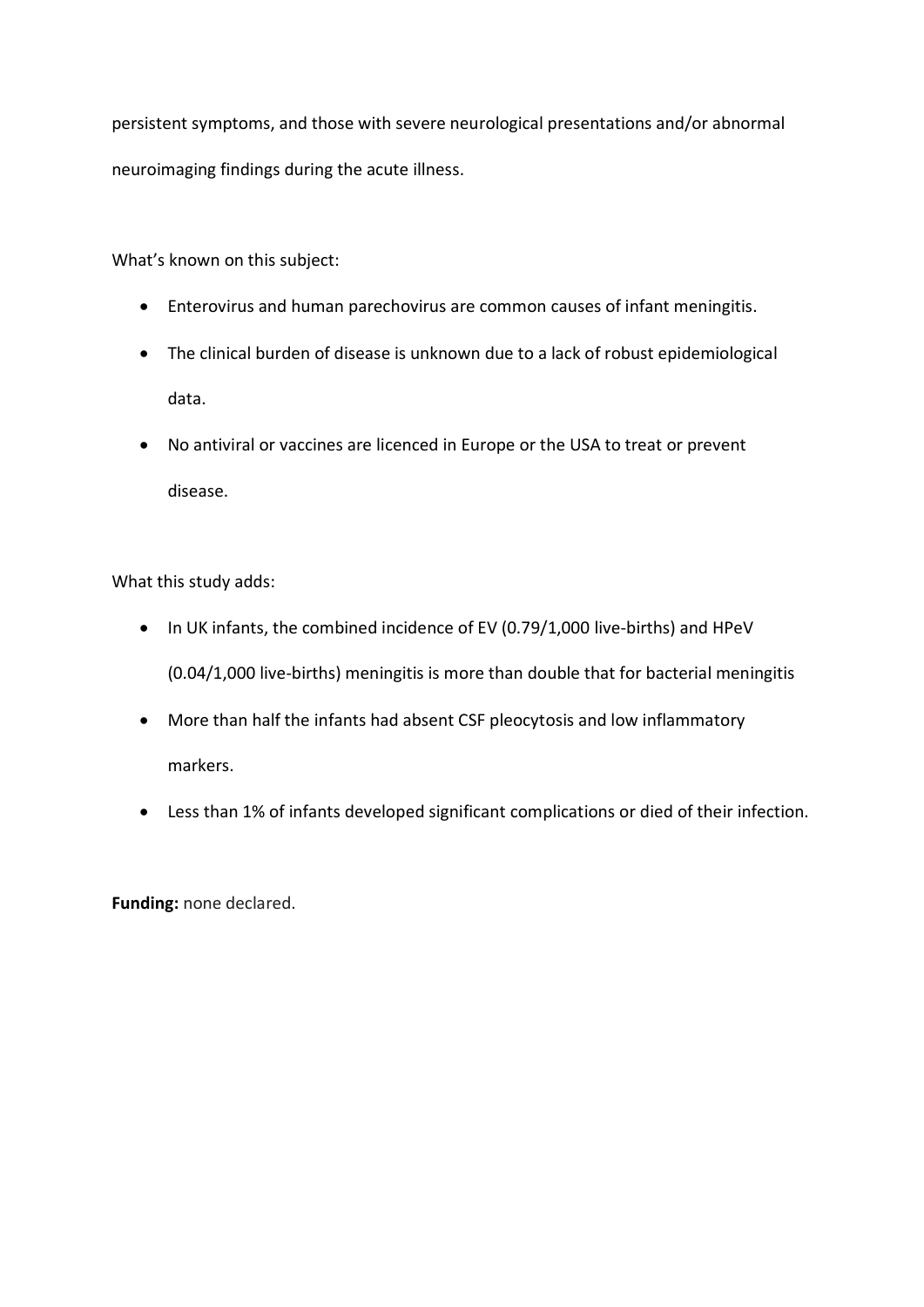persistent symptoms, and those with severe neurological presentations and/or abnormal neuroimaging findings during the acute illness.

What's known on this subject:

- Enterovirus and human parechovirus are common causes of infant meningitis.
- The clinical burden of disease is unknown due to a lack of robust epidemiological data.
- No antiviral or vaccines are licenced in Europe or the USA to treat or prevent disease.

What this study adds:

- In UK infants, the combined incidence of EV (0.79/1,000 live-births) and HPeV (0.04/1,000 live-births) meningitis is more than double that for bacterial meningitis
- More than half the infants had absent CSF pleocytosis and low inflammatory markers.
- Less than 1% of infants developed significant complications or died of their infection.

**Funding:** none declared.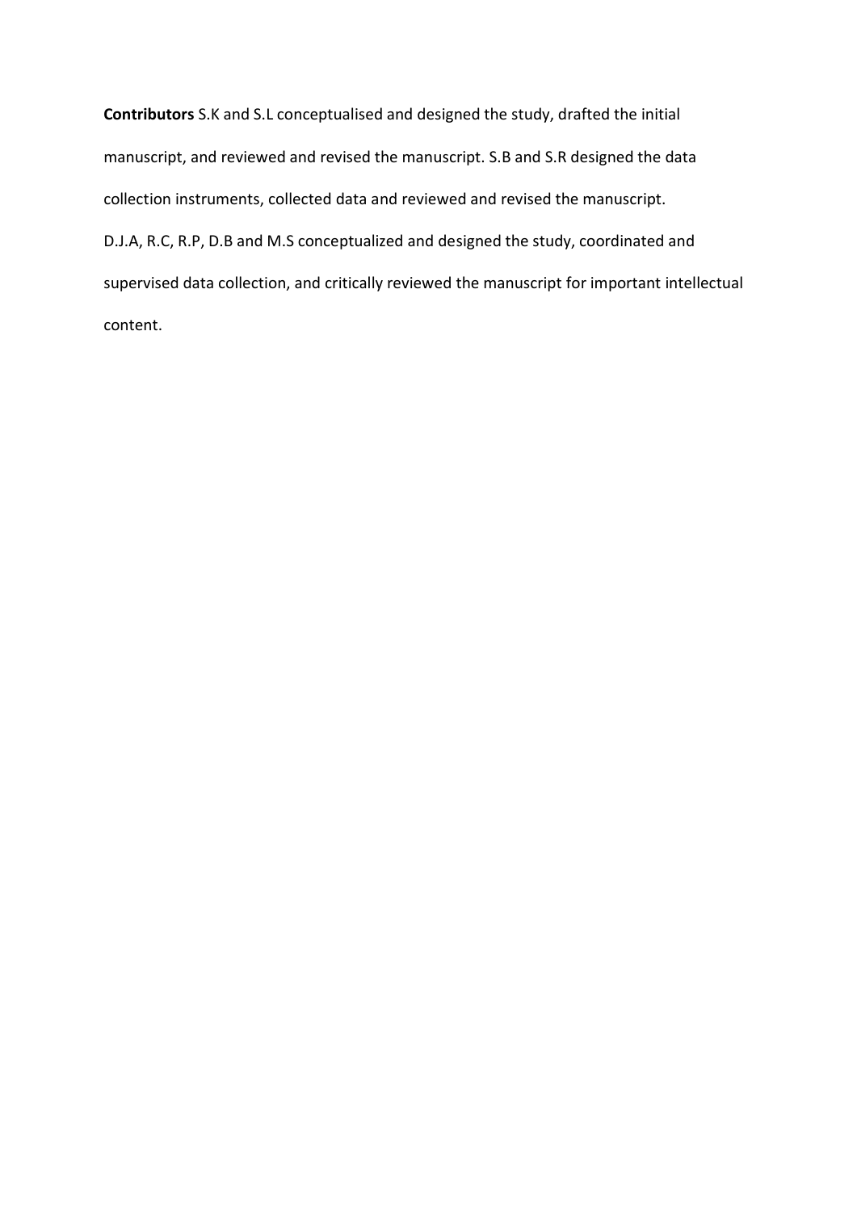**Contributors** S.K and S.L conceptualised and designed the study, drafted the initial manuscript, and reviewed and revised the manuscript. S.B and S.R designed the data collection instruments, collected data and reviewed and revised the manuscript. D.J.A, R.C, R.P, D.B and M.S conceptualized and designed the study, coordinated and supervised data collection, and critically reviewed the manuscript for important intellectual content.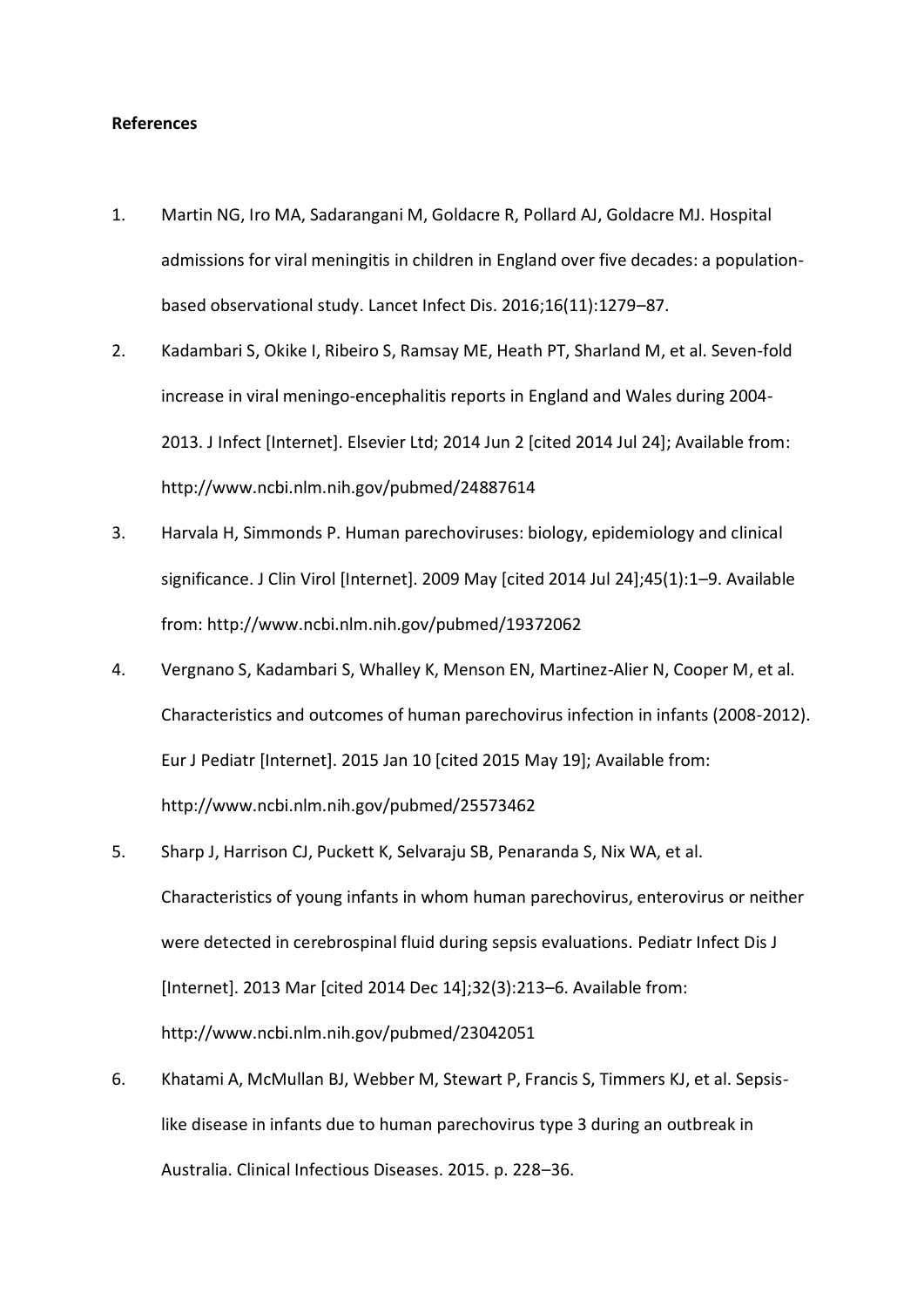**References**

1. Martin NG, Iro MA, Sadarangani M, Goldacre R, Pollard AJ, Goldacre MJ. Hospital admissions for viral meningitis in children in England over five decades: a population-based observational study. Lancet Infect Dis. 2016;16(11):1279–87.
2. Kadambari S, Okike I, Ribeiro S, Ramsay ME, Heath PT, Sharland M, et al. Seven-fold increase in viral meningo-encephalitis reports in England and Wales during 2004-2013. J Infect [Internet]. Elsevier Ltd; 2014 Jun 2 [cited 2014 Jul 24]; Available from: http://www.ncbi.nlm.nih.gov/pubmed/24887614
3. Harvala H, Simmonds P. Human parechoviruses: biology, epidemiology and clinical significance. J Clin Virol [Internet]. 2009 May [cited 2014 Jul 24];45(1):1–9. Available from: http://www.ncbi.nlm.nih.gov/pubmed/19372062
4. Vergnano S, Kadambari S, Whalley K, Menson EN, Martinez-Alier N, Cooper M, et al. Characteristics and outcomes of human parechovirus infection in infants (2008-2012). Eur J Pediatr [Internet]. 2015 Jan 10 [cited 2015 May 19]; Available from: http://www.ncbi.nlm.nih.gov/pubmed/25573462
5. Sharp J, Harrison CJ, Puckett K, Selvaraju SB, Penaranda S, Nix WA, et al. Characteristics of young infants in whom human parechovirus, enterovirus or neither were detected in cerebrospinal fluid during sepsis evaluations. Pediatr Infect Dis J [Internet]. 2013 Mar [cited 2014 Dec 14];32(3):213–6. Available from: http://www.ncbi.nlm.nih.gov/pubmed/23042051
6. Khatami A, McMullan BJ, Webber M, Stewart P, Francis S, Timmers KJ, et al. Sepsis-like disease in infants due to human parechovirus type 3 during an outbreak in Australia. Clinical Infectious Diseases. 2015. p. 228–36.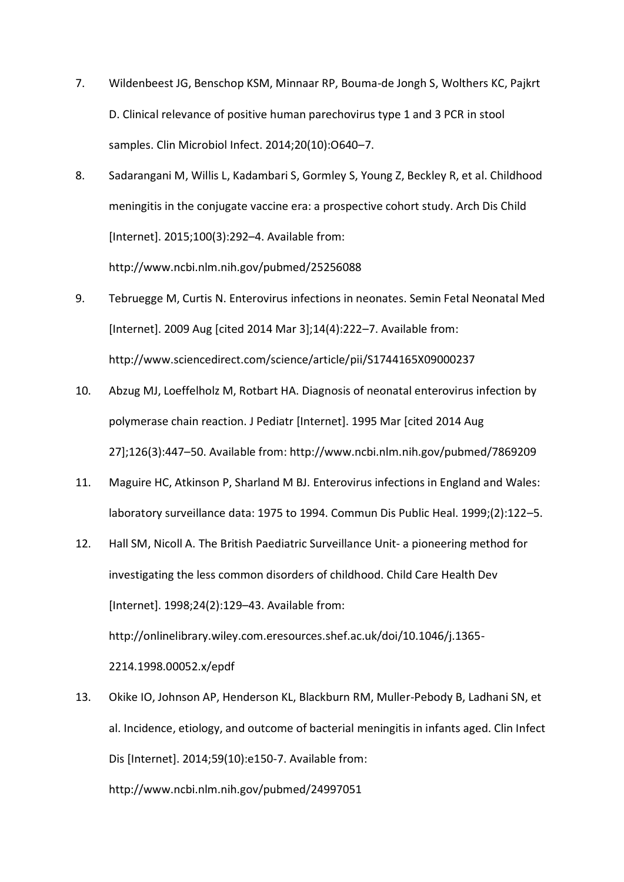7. Wildenbeest JG, Benschop KSM, Minnaar RP, Bouma-de Jongh S, Wolthers KC, Pajkrt D. Clinical relevance of positive human parechovirus type 1 and 3 PCR in stool samples. Clin Microbiol Infect. 2014;20(10):O640–7.
8. Sadarangani M, Willis L, Kadambari S, Gormley S, Young Z, Beckley R, et al. Childhood meningitis in the conjugate vaccine era: a prospective cohort study. Arch Dis Child [Internet]. 2015;100(3):292–4. Available from: http://www.ncbi.nlm.nih.gov/pubmed/25256088
9. Tebruegge M, Curtis N. Enterovirus infections in neonates. Semin Fetal Neonatal Med [Internet]. 2009 Aug [cited 2014 Mar 3];14(4):222–7. Available from: http://www.sciencedirect.com/science/article/pii/S1744165X09000237
10. Abzug MJ, Loeffelholz M, Rotbart HA. Diagnosis of neonatal enterovirus infection by polymerase chain reaction. J Pediatr [Internet]. 1995 Mar [cited 2014 Aug 27];126(3):447–50. Available from: http://www.ncbi.nlm.nih.gov/pubmed/7869209
11. Maguire HC, Atkinson P, Sharland M BJ. Enterovirus infections in England and Wales: laboratory surveillance data: 1975 to 1994. Commun Dis Public Heal. 1999;(2):122–5.
12. Hall SM, Nicoll A. The British Paediatric Surveillance Unit- a pioneering method for investigating the less common disorders of childhood. Child Care Health Dev [Internet]. 1998;24(2):129–43. Available from: http://onlinelibrary.wiley.com.eresources.shef.ac.uk/doi/10.1046/j.1365-2214.1998.00052.x/epdf
13. Okike IO, Johnson AP, Henderson KL, Blackburn RM, Muller-Pebody B, Ladhani SN, et al. Incidence, etiology, and outcome of bacterial meningitis in infants aged. Clin Infect Dis [Internet]. 2014;59(10):e150-7. Available from: http://www.ncbi.nlm.nih.gov/pubmed/24997051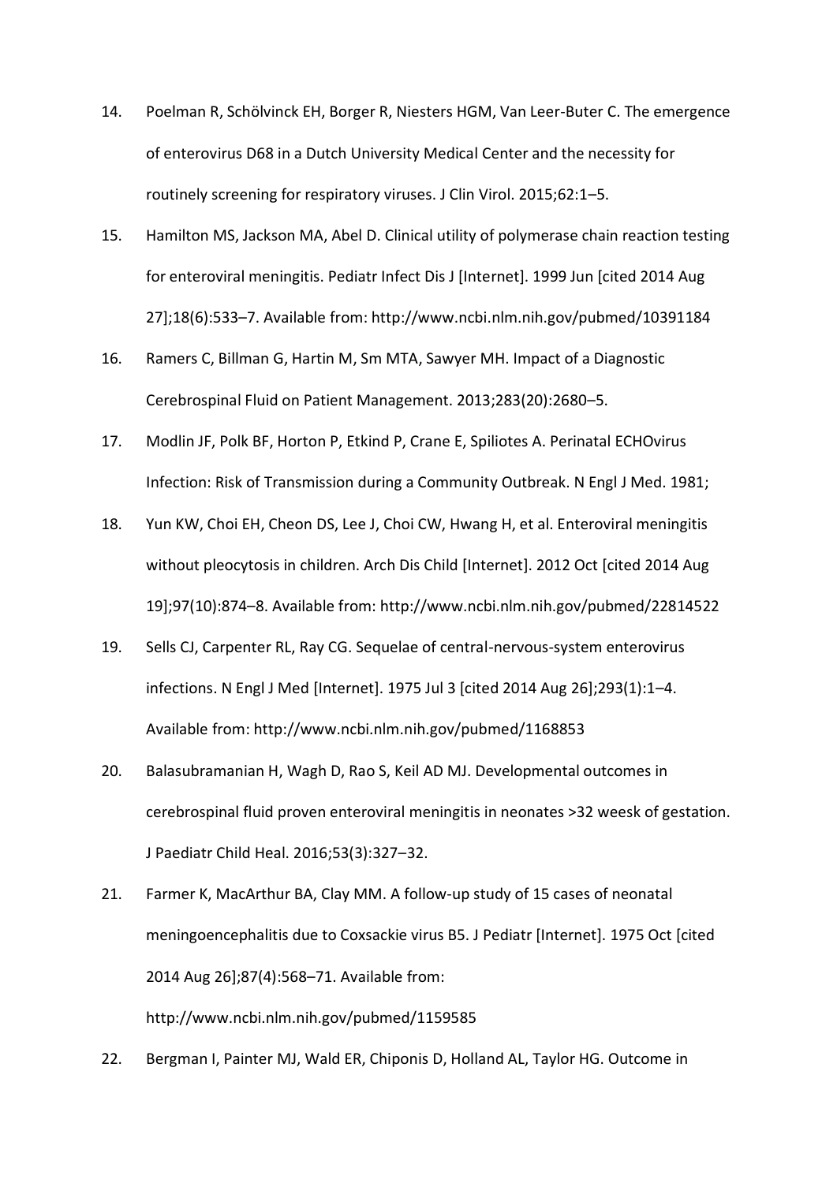14. Poelman R, Schölvinck EH, Borger R, Niesters HGM, Van Leer-Buter C. The emergence of enterovirus D68 in a Dutch University Medical Center and the necessity for routinely screening for respiratory viruses. J Clin Virol. 2015;62:1–5.
15. Hamilton MS, Jackson MA, Abel D. Clinical utility of polymerase chain reaction testing for enteroviral meningitis. Pediatr Infect Dis J [Internet]. 1999 Jun [cited 2014 Aug 27];18(6):533–7. Available from: http://www.ncbi.nlm.nih.gov/pubmed/10391184
16. Ramers C, Billman G, Hartin M, Sm MTA, Sawyer MH. Impact of a Diagnostic Cerebrospinal Fluid on Patient Management. 2013;283(20):2680–5.
17. Modlin JF, Polk BF, Horton P, Etkind P, Crane E, Spiliotes A. Perinatal ECHOvirus Infection: Risk of Transmission during a Community Outbreak. N Engl J Med. 1981;
18. Yun KW, Choi EH, Cheon DS, Lee J, Choi CW, Hwang H, et al. Enteroviral meningitis without pleocytosis in children. Arch Dis Child [Internet]. 2012 Oct [cited 2014 Aug 19];97(10):874–8. Available from: http://www.ncbi.nlm.nih.gov/pubmed/22814522
19. Sells CJ, Carpenter RL, Ray CG. Sequelae of central-nervous-system enterovirus infections. N Engl J Med [Internet]. 1975 Jul 3 [cited 2014 Aug 26];293(1):1–4. Available from: http://www.ncbi.nlm.nih.gov/pubmed/1168853
20. Balasubramanian H, Wagh D, Rao S, Keil AD MJ. Developmental outcomes in cerebrospinal fluid proven enteroviral meningitis in neonates >32 weesk of gestation. J Paediatr Child Heal. 2016;53(3):327–32.
21. Farmer K, MacArthur BA, Clay MM. A follow-up study of 15 cases of neonatal meningoencephalitis due to Coxsackie virus B5. J Pediatr [Internet]. 1975 Oct [cited 2014 Aug 26];87(4):568–71. Available from: http://www.ncbi.nlm.nih.gov/pubmed/1159585
22. Bergman I, Painter MJ, Wald ER, Chiponis D, Holland AL, Taylor HG. Outcome in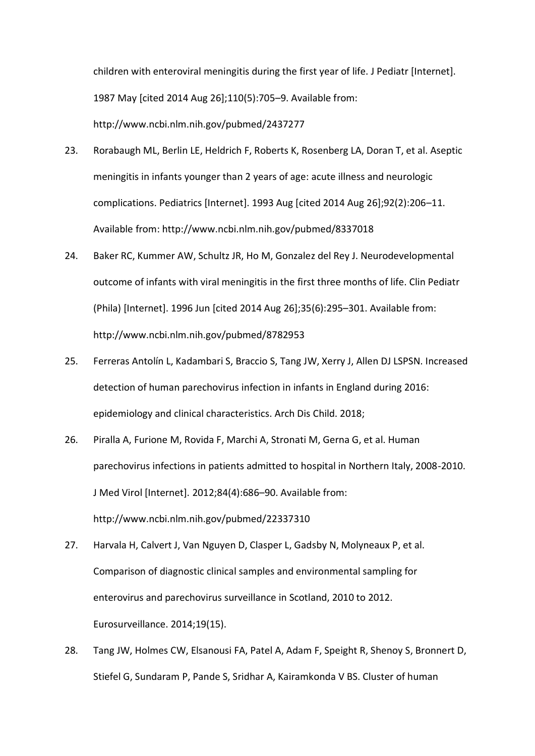children with enteroviral meningitis during the first year of life. J Pediatr [Internet]. 1987 May [cited 2014 Aug 26];110(5):705–9. Available from: http://www.ncbi.nlm.nih.gov/pubmed/2437277

23. Rorabaugh ML, Berlin LE, Heldrich F, Roberts K, Rosenberg LA, Doran T, et al. Aseptic meningitis in infants younger than 2 years of age: acute illness and neurologic complications. Pediatrics [Internet]. 1993 Aug [cited 2014 Aug 26];92(2):206–11. Available from: http://www.ncbi.nlm.nih.gov/pubmed/8337018

24. Baker RC, Kummer AW, Schultz JR, Ho M, Gonzalez del Rey J. Neurodevelopmental outcome of infants with viral meningitis in the first three months of life. Clin Pediatr (Phila) [Internet]. 1996 Jun [cited 2014 Aug 26];35(6):295–301. Available from: http://www.ncbi.nlm.nih.gov/pubmed/8782953

25. Ferreras Antolín L, Kadambari S, Braccio S, Tang JW, Xerry J, Allen DJ LSPSN. Increased detection of human parechovirus infection in infants in England during 2016: epidemiology and clinical characteristics. Arch Dis Child. 2018;

26. Piralla A, Furione M, Rovida F, Marchi A, Stronati M, Gerna G, et al. Human parechovirus infections in patients admitted to hospital in Northern Italy, 2008-2010. J Med Virol [Internet]. 2012;84(4):686–90. Available from: http://www.ncbi.nlm.nih.gov/pubmed/22337310

27. Harvala H, Calvert J, Van Nguyen D, Clasper L, Gadsby N, Molyneaux P, et al. Comparison of diagnostic clinical samples and environmental sampling for enterovirus and parechovirus surveillance in Scotland, 2010 to 2012. Eurosurveillance. 2014;19(15).

28. Tang JW, Holmes CW, Elsanousi FA, Patel A, Adam F, Speight R, Shenoy S, Bronnert D, Stiefel G, Sundaram P, Pande S, Sridhar A, Kairamkonda V BS. Cluster of human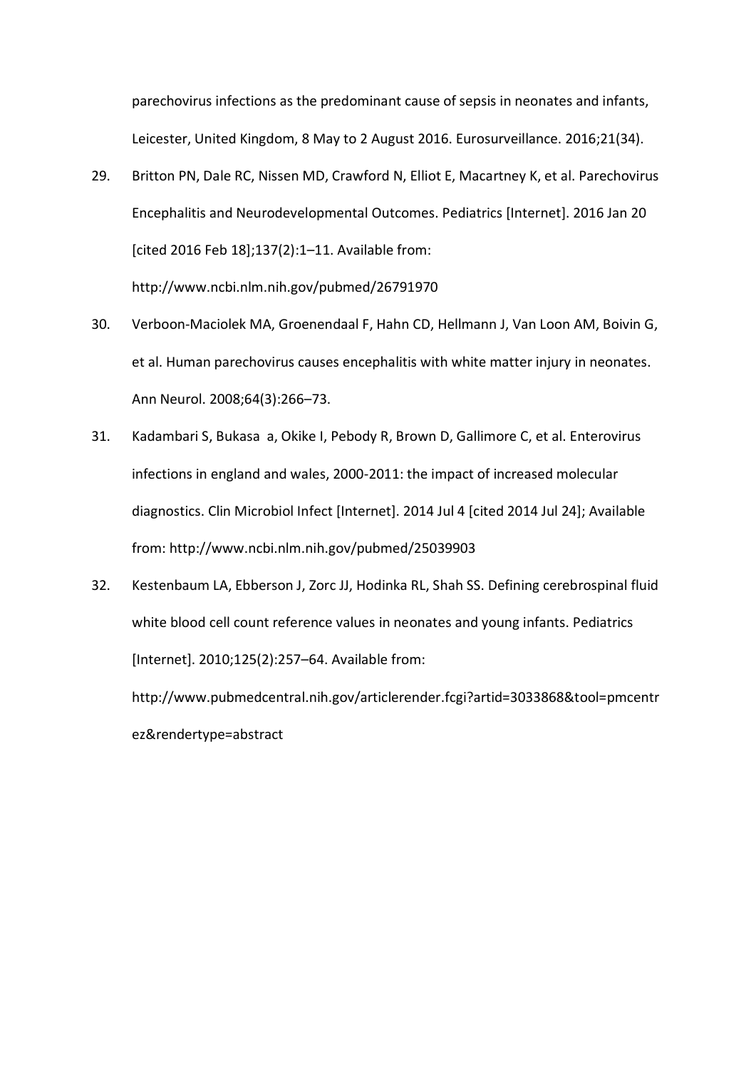parechovirus infections as the predominant cause of sepsis in neonates and infants, Leicester, United Kingdom, 8 May to 2 August 2016. Eurosurveillance. 2016;21(34).

29. Britton PN, Dale RC, Nissen MD, Crawford N, Elliot E, Macartney K, et al. Parechovirus Encephalitis and Neurodevelopmental Outcomes. Pediatrics [Internet]. 2016 Jan 20 [cited 2016 Feb 18];137(2):1–11. Available from: http://www.ncbi.nlm.nih.gov/pubmed/26791970

30. Verboon-Maciolek MA, Groenendaal F, Hahn CD, Hellmann J, Van Loon AM, Boivin G, et al. Human parechovirus causes encephalitis with white matter injury in neonates. Ann Neurol. 2008;64(3):266–73.

31. Kadambari S, Bukasa a, Okike I, Pebody R, Brown D, Gallimore C, et al. Enterovirus infections in england and wales, 2000-2011: the impact of increased molecular diagnostics. Clin Microbiol Infect [Internet]. 2014 Jul 4 [cited 2014 Jul 24]; Available from: http://www.ncbi.nlm.nih.gov/pubmed/25039903

32. Kestenbaum LA, Ebberson J, Zorc JJ, Hodinka RL, Shah SS. Defining cerebrospinal fluid white blood cell count reference values in neonates and young infants. Pediatrics [Internet]. 2010;125(2):257–64. Available from: http://www.pubmedcentral.nih.gov/articlerender.fcgi?artid=3033868&tool=pmcentrez&rendertype=abstract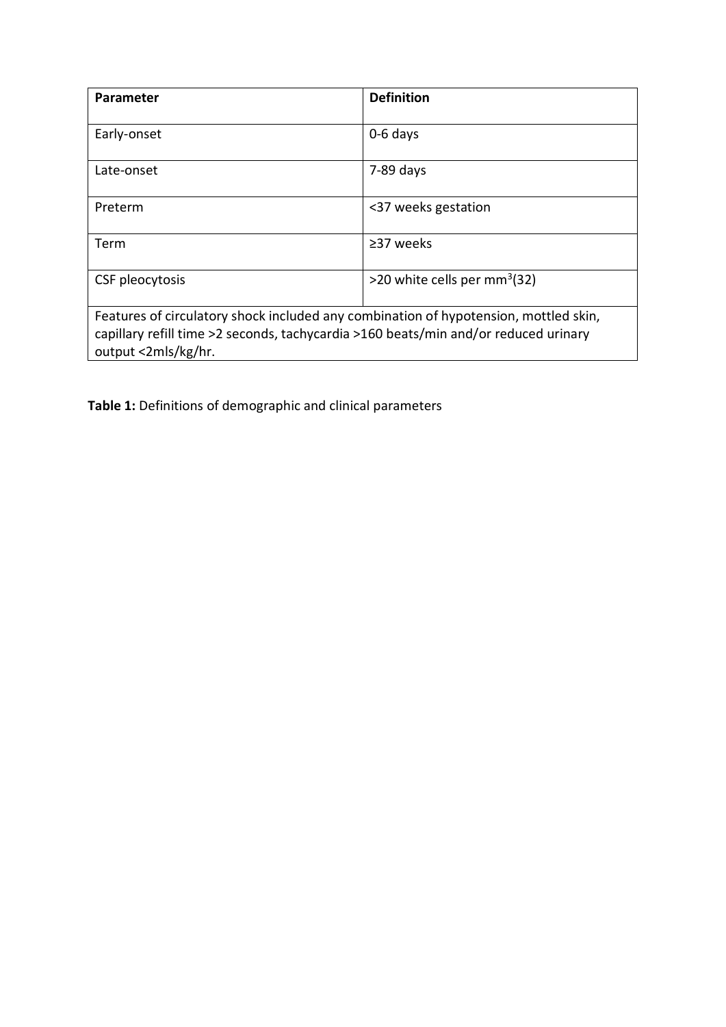| Parameter | Definition |
| --- | --- |
| Early-onset | 0-6 days |
| Late-onset | 7-89 days |
| Preterm | <37 weeks gestation |
| Term | ≥37 weeks |
| CSF pleocytosis | >20 white cells per $mm^3$(32) |
| Features of circulatory shock included any combination of hypotension, mottled skin, capillary refill time >2 seconds, tachycardia >160 beats/min and/or reduced urinary output <2mls/kg/hr. | |

**Table 1:** Definitions of demographic and clinical parameters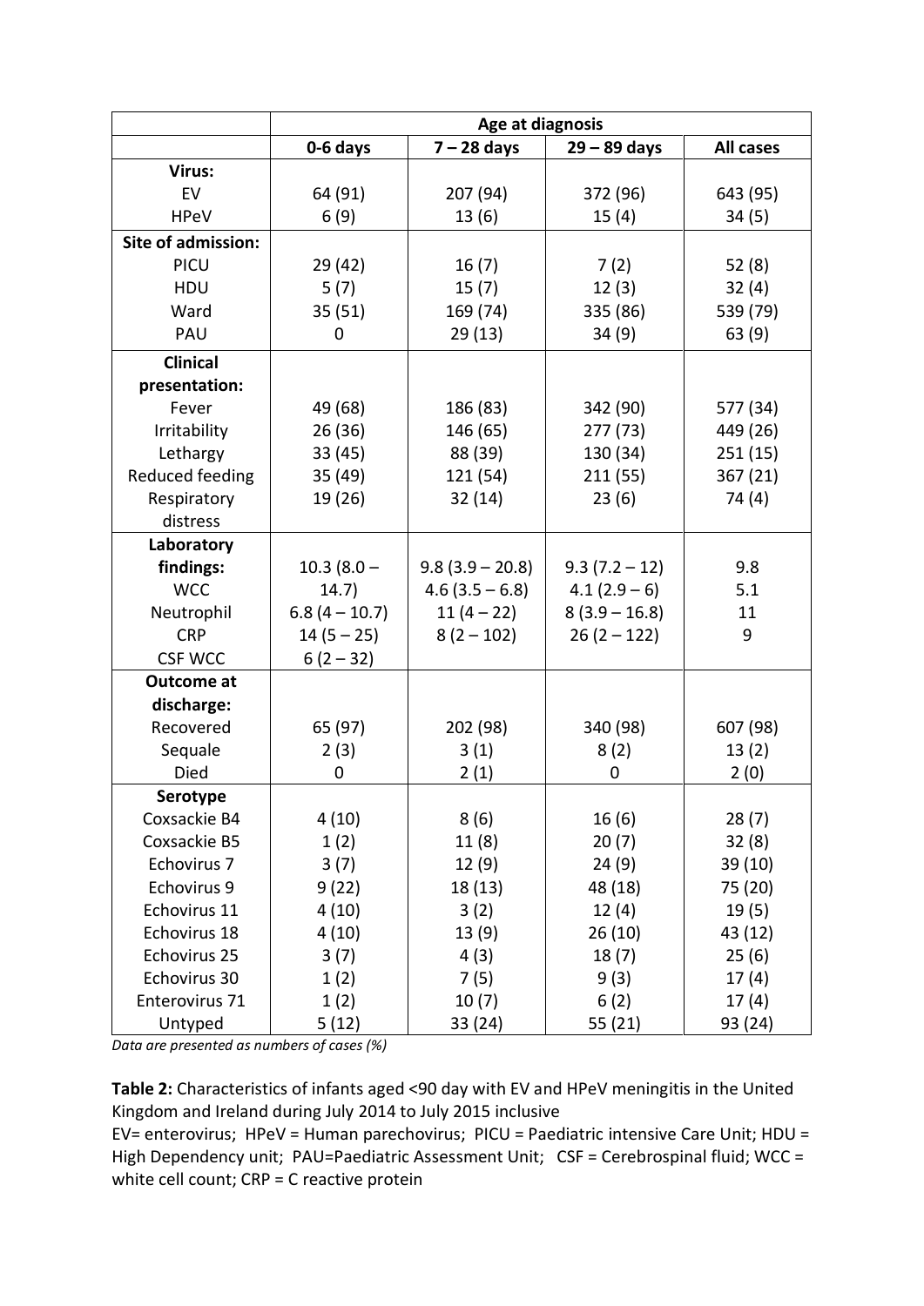| | Age at diagnosis | | | |
|---|---|---|---|---|
| | 0-6 days | 7 – 28 days | 29 – 89 days | All cases |
| **Virus:** | | | | |
| EV | 64 (91) | 207 (94) | 372 (96) | 643 (95) |
| HPeV | 6 (9) | 13 (6) | 15 (4) | 34 (5) |
| **Site of admission:** | | | | |
| PICU | 29 (42) | 16 (7) | 7 (2) | 52 (8) |
| HDU | 5 (7) | 15 (7) | 12 (3) | 32 (4) |
| Ward | 35 (51) | 169 (74) | 335 (86) | 539 (79) |
| PAU | 0 | 29 (13) | 34 (9) | 63 (9) |
| **Clinical presentation:** | | | | |
| Fever | 49 (68) | 186 (83) | 342 (90) | 577 (34) |
| Irritability | 26 (36) | 146 (65) | 277 (73) | 449 (26) |
| Lethargy | 33 (45) | 88 (39) | 130 (34) | 251 (15) |
| Reduced feeding | 35 (49) | 121 (54) | 211 (55) | 367 (21) |
| Respiratory distress | 19 (26) | 32 (14) | 23 (6) | 74 (4) |
| **Laboratory findings:** | | | | |
| WCC | 10.3 (8.0 – 14.7) | 9.8 (3.9 – 20.8) | 9.3 (7.2 – 12) | 9.8 |
| Neutrophil | 6.8 (4 – 10.7) | 4.6 (3.5 – 6.8) | 4.1 (2.9 – 6) | 5.1 |
| CRP | 14 (5 – 25) | 11 (4 – 22) | 8 (3.9 – 16.8) | 11 |
| CSF WCC | 6 (2 – 32) | 8 (2 – 102) | 26 (2 – 122) | 9 |
| **Outcome at discharge:** | | | | |
| Recovered | 65 (97) | 202 (98) | 340 (98) | 607 (98) |
| Sequale | 2 (3) | 3 (1) | 8 (2) | 13 (2) |
| Died | 0 | 2 (1) | 0 | 2 (0) |
| **Serotype** | | | | |
| Coxsackie B4 | 4 (10) | 8 (6) | 16 (6) | 28 (7) |
| Coxsackie B5 | 1 (2) | 11 (8) | 20 (7) | 32 (8) |
| Echovirus 7 | 3 (7) | 12 (9) | 24 (9) | 39 (10) |
| Echovirus 9 | 9 (22) | 18 (13) | 48 (18) | 75 (20) |
| Echovirus 11 | 4 (10) | 3 (2) | 12 (4) | 19 (5) |
| Echovirus 18 | 4 (10) | 13 (9) | 26 (10) | 43 (12) |
| Echovirus 25 | 3 (7) | 4 (3) | 18 (7) | 25 (6) |
| Echovirus 30 | 1 (2) | 7 (5) | 9 (3) | 17 (4) |
| Enterovirus 71 | 1 (2) | 10 (7) | 6 (2) | 17 (4) |
| Untyped | 5 (12) | 33 (24) | 55 (21) | 93 (24) |

*Data are presented as numbers of cases (%)*

**Table 2:** Characteristics of infants aged <90 day with EV and HPeV meningitis in the United Kingdom and Ireland during July 2014 to July 2015 inclusive

EV= enterovirus; HPeV = Human parechovirus; PICU = Paediatric intensive Care Unit; HDU = High Dependency unit; PAU=Paediatric Assessment Unit; CSF = Cerebrospinal fluid; WCC = white cell count; CRP = C reactive protein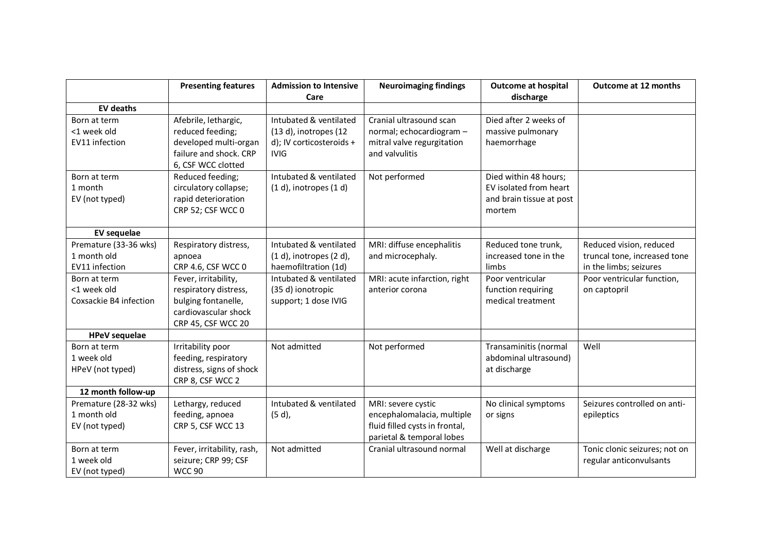| | Presenting features | Admission to Intensive Care | Neuroimaging findings | Outcome at hospital discharge | Outcome at 12 months |
|---|---|---|---|---|---|
| **EV deaths** | | | | | |
| Born at term<br><1 week old<br>EV11 infection | Afebrile, lethargic, reduced feeding; developed multi-organ failure and shock. CRP 6, CSF WCC clotted | Intubated & ventilated (13 d), inotropes (12 d); IV corticosteroids + IVIG | Cranial ultrasound scan normal; echocardiogram – mitral valve regurgitation and valvulitis | Died after 2 weeks of massive pulmonary haemorrhage | |
| Born at term<br>1 month<br>EV (not typed) | Reduced feeding; circulatory collapse; rapid deterioration CRP 52; CSF WCC 0 | Intubated & ventilated (1 d), inotropes (1 d) | Not performed | Died within 48 hours; EV isolated from heart and brain tissue at post mortem | |
| **EV sequelae** | | | | | |
| Premature (33-36 wks)<br>1 month old<br>EV11 infection | Respiratory distress, apnoea<br>CRP 4.6, CSF WCC 0 | Intubated & ventilated (1 d), inotropes (2 d), haemofiltration (1d) | MRI: diffuse encephalitis and microcephaly. | Reduced tone trunk, increased tone in the limbs | Reduced vision, reduced truncal tone, increased tone in the limbs; seizures |
| Born at term<br><1 week old<br>Coxsackie B4 infection | Fever, irritability, respiratory distress, bulging fontanelle, cardiovascular shock<br>CRP 45, CSF WCC 20 | Intubated & ventilated (35 d) ionotropic support; 1 dose IVIG | MRI: acute infarction, right anterior corona | Poor ventricular function requiring medical treatment | Poor ventricular function, on captopril |
| **HPeV sequelae** | | | | | |
| Born at term<br>1 week old<br>HPeV (not typed) | Irritability poor feeding, respiratory distress, signs of shock<br>CRP 8, CSF WCC 2 | Not admitted | Not performed | Transaminitis (normal abdominal ultrasound) at discharge | Well |
| **12 month follow-up** | | | | | |
| Premature (28-32 wks)<br>1 month old<br>EV (not typed) | Lethargy, reduced feeding, apnoea<br>CRP 5, CSF WCC 13 | Intubated & ventilated (5 d), | MRI: severe cystic encephalomalacia, multiple fluid filled cysts in frontal, parietal & temporal lobes | No clinical symptoms or signs | Seizures controlled on anti-epileptics |
| Born at term<br>1 week old<br>EV (not typed) | Fever, irritability, rash, seizure; CRP 99; CSF WCC 90 | Not admitted | Cranial ultrasound normal | Well at discharge | Tonic clonic seizures; not on regular anticonvulsants |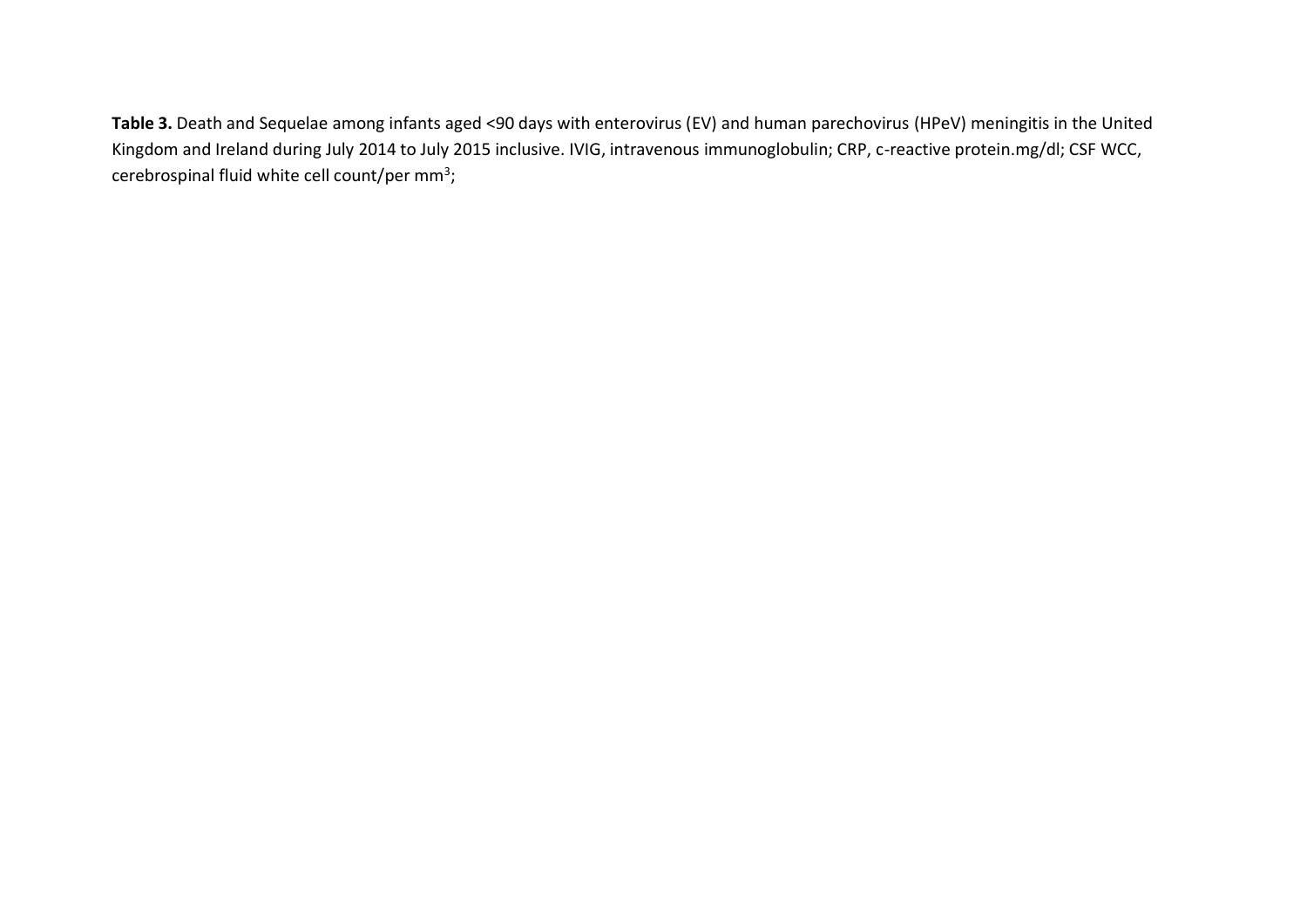**Table 3.** Death and Sequelae among infants aged <90 days with enterovirus (EV) and human parechovirus (HPeV) meningitis in the United Kingdom and Ireland during July 2014 to July 2015 inclusive. IVIG, intravenous immunoglobulin; CRP, c-reactive protein.mg/dl; CSF WCC, cerebrospinal fluid white cell count/per $mm^3$;